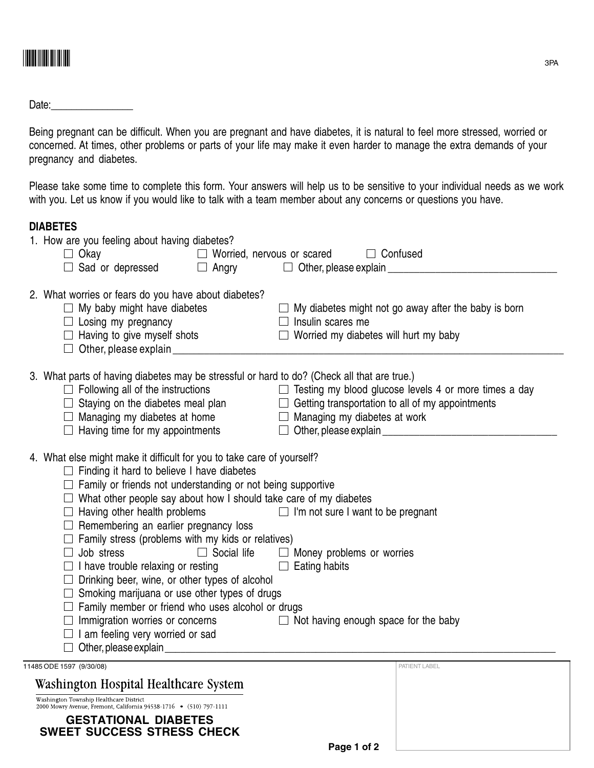Date:________________

Being pregnant can be difficult. When you are pregnant and have diabetes, it is natural to feel more stressed, worried or concerned. At times, other problems or parts of your life may make it even harder to manage the extra demands of your pregnancy and diabetes.

Please take some time to complete this form. Your answers will help us to be sensitive to your individual needs as we work with you. Let us know if you would like to talk with a team member about any concerns or questions you have.

**DIABETES**

1. How are you feeling about having diabetes?
   - ☐ Okay
   - ☐ Worried, nervous or scared
   - ☐ Confused
   - ☐ Sad or depressed
   - ☐ Angry
   - ☐ Other, please explain ________________________________

2. What worries or fears do you have about diabetes?
   - ☐ My baby might have diabetes
   - ☐ My diabetes might not go away after the baby is born
   - ☐ Losing my pregnancy
   - ☐ Insulin scares me
   - ☐ Having to give myself shots
   - ☐ Worried my diabetes will hurt my baby
   - ☐ Other, please explain ________________________________

3. What parts of having diabetes may be stressful or hard to do? (Check all that are true.)
   - ☐ Following all of the instructions
   - ☐ Testing my blood glucose levels 4 or more times a day
   - ☐ Staying on the diabetes meal plan
   - ☐ Getting transportation to all of my appointments
   - ☐ Managing my diabetes at home
   - ☐ Managing my diabetes at work
   - ☐ Having time for my appointments
   - ☐ Other, please explain ________________________________

4. What else might make it difficult for you to take care of yourself?
   - ☐ Finding it hard to believe I have diabetes
   - ☐ Family or friends not understanding or not being supportive
   - ☐ What other people say about how I should take care of my diabetes
   - ☐ Having other health problems
   - ☐ I'm not sure I want to be pregnant
   - ☐ Remembering an earlier pregnancy loss
   - ☐ Family stress (problems with my kids or relatives)
   - ☐ Job stress
   - ☐ Social life
   - ☐ Money problems or worries
   - ☐ I have trouble relaxing or resting
   - ☐ Eating habits
   - ☐ Drinking beer, wine, or other types of alcohol
   - ☐ Smoking marijuana or use other types of drugs
   - ☐ Family member or friend who uses alcohol or drugs
   - ☐ Immigration worries or concerns
   - ☐ Not having enough space for the baby
   - ☐ I am feeling very worried or sad
   - ☐ Other, please explain ________________________________

11485 ODE 1597 (9/30/08)

Washington Hospital Healthcare System

Washington Township Healthcare District
2000 Mowry Avenue, Fremont, California 94538-1716 • (510) 797-1111

**GESTATIONAL DIABETES SWEET SUCCESS STRESS CHECK**

PATIENT LABEL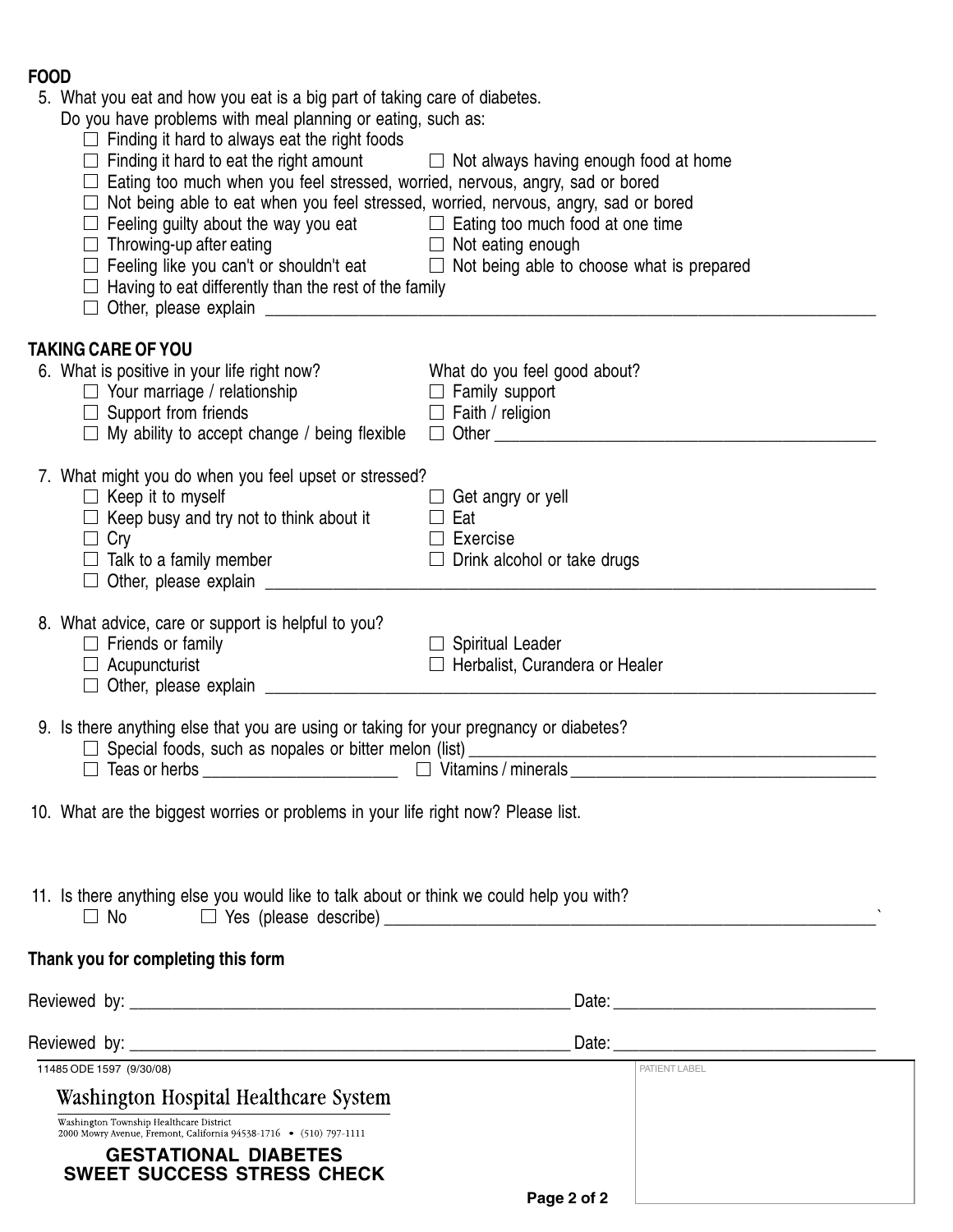## FOOD

5. What you eat and how you eat is a big part of taking care of diabetes.
   Do you have problems with meal planning or eating, such as:
   - ☐ Finding it hard to always eat the right foods
   - ☐ Finding it hard to eat the right amount
   - ☐ Not always having enough food at home
   - ☐ Eating too much when you feel stressed, worried, nervous, angry, sad or bored
   - ☐ Not being able to eat when you feel stressed, worried, nervous, angry, sad or bored
   - ☐ Feeling guilty about the way you eat
   - ☐ Eating too much food at one time
   - ☐ Throwing-up after eating
   - ☐ Not eating enough
   - ☐ Feeling like you can't or shouldn't eat
   - ☐ Not being able to choose what is prepared
   - ☐ Having to eat differently than the rest of the family
   - ☐ Other, please explain ______________________________

## TAKING CARE OF YOU

6. What is positive in your life right now? What do you feel good about?
   - ☐ Your marriage / relationship
   - ☐ Family support
   - ☐ Support from friends
   - ☐ Faith / religion
   - ☐ My ability to accept change / being flexible
   - ☐ Other ______________________________

7. What might you do when you feel upset or stressed?
   - ☐ Keep it to myself
   - ☐ Get angry or yell
   - ☐ Keep busy and try not to think about it
   - ☐ Eat
   - ☐ Cry
   - ☐ Exercise
   - ☐ Talk to a family member
   - ☐ Drink alcohol or take drugs
   - ☐ Other, please explain ______________________________

8. What advice, care or support is helpful to you?
   - ☐ Friends or family
   - ☐ Spiritual Leader
   - ☐ Acupuncturist
   - ☐ Herbalist, Curandera or Healer
   - ☐ Other, please explain ______________________________

9. Is there anything else that you are using or taking for your pregnancy or diabetes?
   - ☐ Special foods, such as nopales or bitter melon (list) ______________________________
   - ☐ Teas or herbs ____________________
   - ☐ Vitamins / minerals ______________________________

10. What are the biggest worries or problems in your life right now? Please list.

11. Is there anything else you would like to talk about or think we could help you with?
    - ☐ No
    - ☐ Yes (please describe) ______________________________

**Thank you for completing this form**

Reviewed by: ______________________________ Date: ____________________

Reviewed by: ______________________________ Date: ____________________

11485 ODE 1597 (9/30/08)

Washington Hospital Healthcare System

Washington Township Healthcare District
2000 Mowry Avenue, Fremont, California 94538-1716 • (510) 797-1111

**GESTATIONAL DIABETES SWEET SUCCESS STRESS CHECK**

PATIENT LABEL